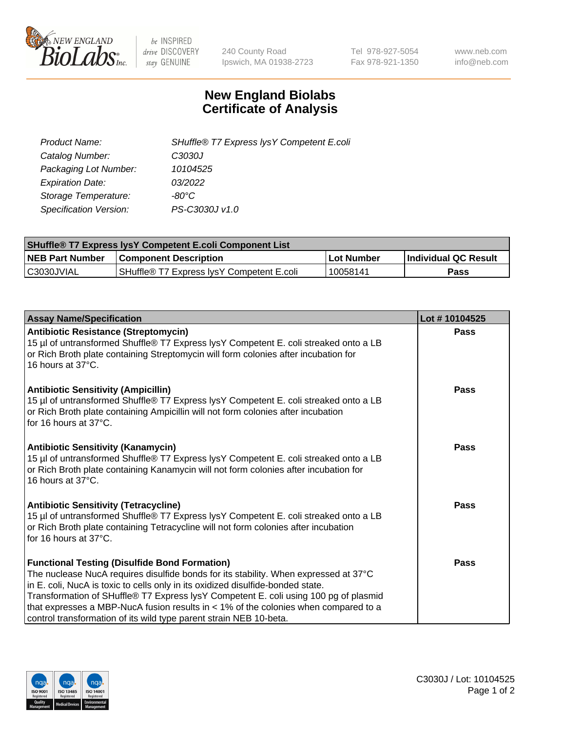# New England Biolabs Certificate of Analysis

| | |
|---|---|
| *Product Name:* | *SHuffle® T7 Express lysY Competent E.coli* |
| *Catalog Number:* | *C3030J* |
| *Packaging Lot Number:* | *10104525* |
| *Expiration Date:* | *03/2022* |
| *Storage Temperature:* | *-80°C* |
| *Specification Version:* | *PS-C3030J v1.0* |

| SHuffle® T7 Express lysY Competent E.coli Component List | | | |
|---|---|---|---|
| **NEB Part Number** | **Component Description** | **Lot Number** | **Individual QC Result** |
| C3030JVIAL | SHuffle® T7 Express lysY Competent E.coli | 10058141 | **Pass** |

| Assay Name/Specification | Lot # 10104525 |
|---|---|
| **Antibiotic Resistance (Streptomycin)** 15 µl of untransformed Shuffle® T7 Express lysY Competent E. coli streaked onto a LB or Rich Broth plate containing Streptomycin will form colonies after incubation for 16 hours at 37°C. | **Pass** |
| **Antibiotic Sensitivity (Ampicillin)** 15 µl of untransformed Shuffle® T7 Express lysY Competent E. coli streaked onto a LB or Rich Broth plate containing Ampicillin will not form colonies after incubation for 16 hours at 37°C. | **Pass** |
| **Antibiotic Sensitivity (Kanamycin)** 15 µl of untransformed Shuffle® T7 Express lysY Competent E. coli streaked onto a LB or Rich Broth plate containing Kanamycin will not form colonies after incubation for 16 hours at 37°C. | **Pass** |
| **Antibiotic Sensitivity (Tetracycline)** 15 µl of untransformed Shuffle® T7 Express lysY Competent E. coli streaked onto a LB or Rich Broth plate containing Tetracycline will not form colonies after incubation for 16 hours at 37°C. | **Pass** |
| **Functional Testing (Disulfide Bond Formation)** The nuclease NucA requires disulfide bonds for its stability. When expressed at 37°C in E. coli, NucA is toxic to cells only in its oxidized disulfide-bonded state. Transformation of SHuffle® T7 Express lysY Competent E. coli using 100 pg of plasmid that expresses a MBP-NucA fusion results in < 1% of the colonies when compared to a control transformation of its wild type parent strain NEB 10-beta. | **Pass** |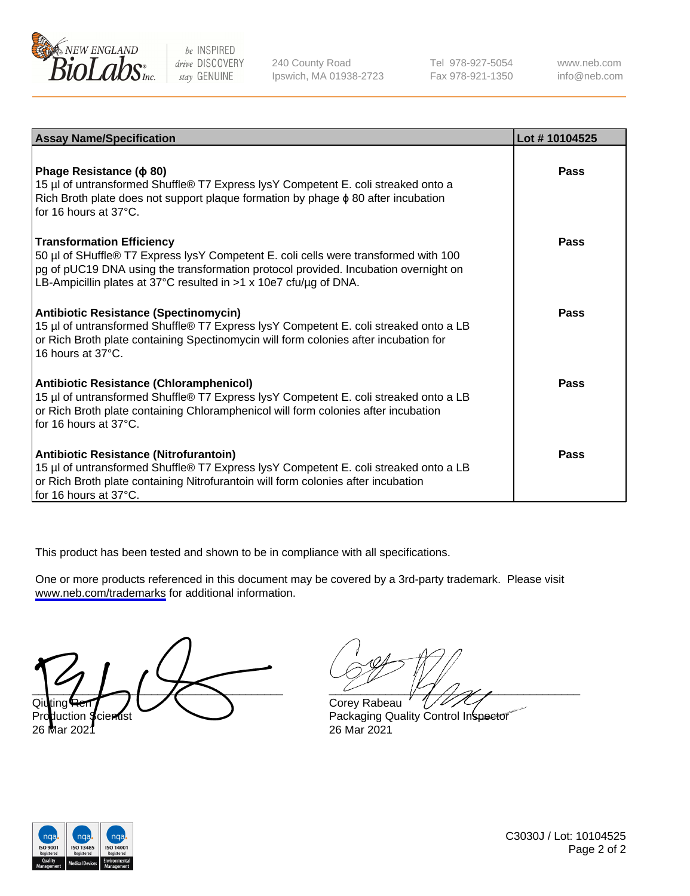| Assay Name/Specification | Lot # 10104525 |
|---|---|
| **Phage Resistance (ϕ 80)**<br>15 µl of untransformed Shuffle® T7 Express lysY Competent E. coli streaked onto a Rich Broth plate does not support plaque formation by phage ϕ 80 after incubation for 16 hours at 37°C. | **Pass** |
| **Transformation Efficiency**<br>50 µl of SHuffle® T7 Express lysY Competent E. coli cells were transformed with 100 pg of pUC19 DNA using the transformation protocol provided. Incubation overnight on LB-Ampicillin plates at 37°C resulted in >1 x 10e7 cfu/µg of DNA. | **Pass** |
| **Antibiotic Resistance (Spectinomycin)**<br>15 µl of untransformed Shuffle® T7 Express lysY Competent E. coli streaked onto a LB or Rich Broth plate containing Spectinomycin will form colonies after incubation for 16 hours at 37°C. | **Pass** |
| **Antibiotic Resistance (Chloramphenicol)**<br>15 µl of untransformed Shuffle® T7 Express lysY Competent E. coli streaked onto a LB or Rich Broth plate containing Chloramphenicol will form colonies after incubation for 16 hours at 37°C. | **Pass** |
| **Antibiotic Resistance (Nitrofurantoin)**<br>15 µl of untransformed Shuffle® T7 Express lysY Competent E. coli streaked onto a LB or Rich Broth plate containing Nitrofurantoin will form colonies after incubation for 16 hours at 37°C. | **Pass** |

This product has been tested and shown to be in compliance with all specifications.

One or more products referenced in this document may be covered by a 3rd-party trademark. Please visit www.neb.com/trademarks for additional information.

Qiuting Ren
Production Scientist
26 Mar 2021

Corey Rabeau
Packaging Quality Control Inspector
26 Mar 2021

C3030J / Lot: 10104525